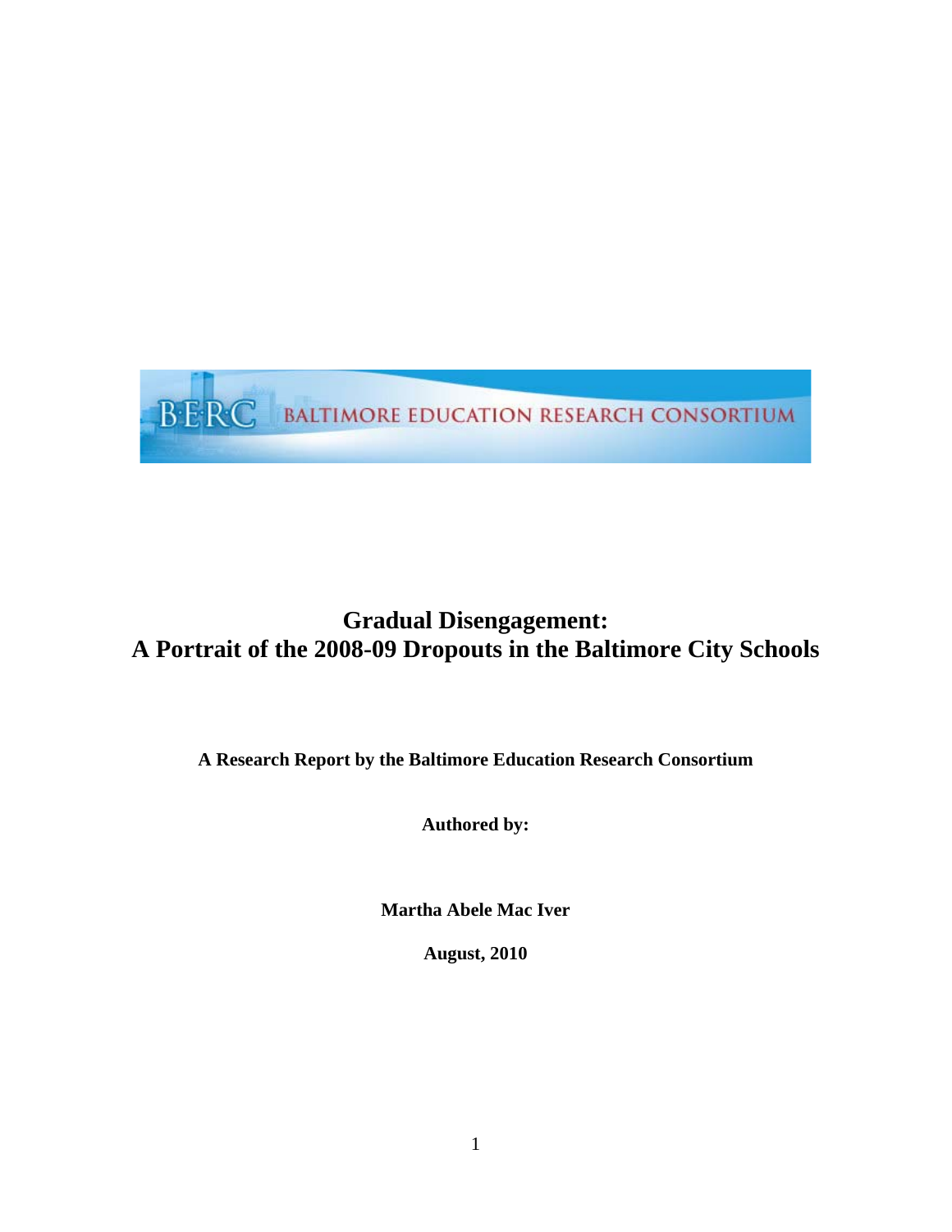BERC BALTIMORE EDUCATION RESEARCH CONSORTIUM

# Gradual Disengagement: A Portrait of the 2008-09 Dropouts in the Baltimore City Schools

**A Research Report by the Baltimore Education Research Consortium**

**Authored by:**

**Martha Abele Mac Iver**

**August, 2010**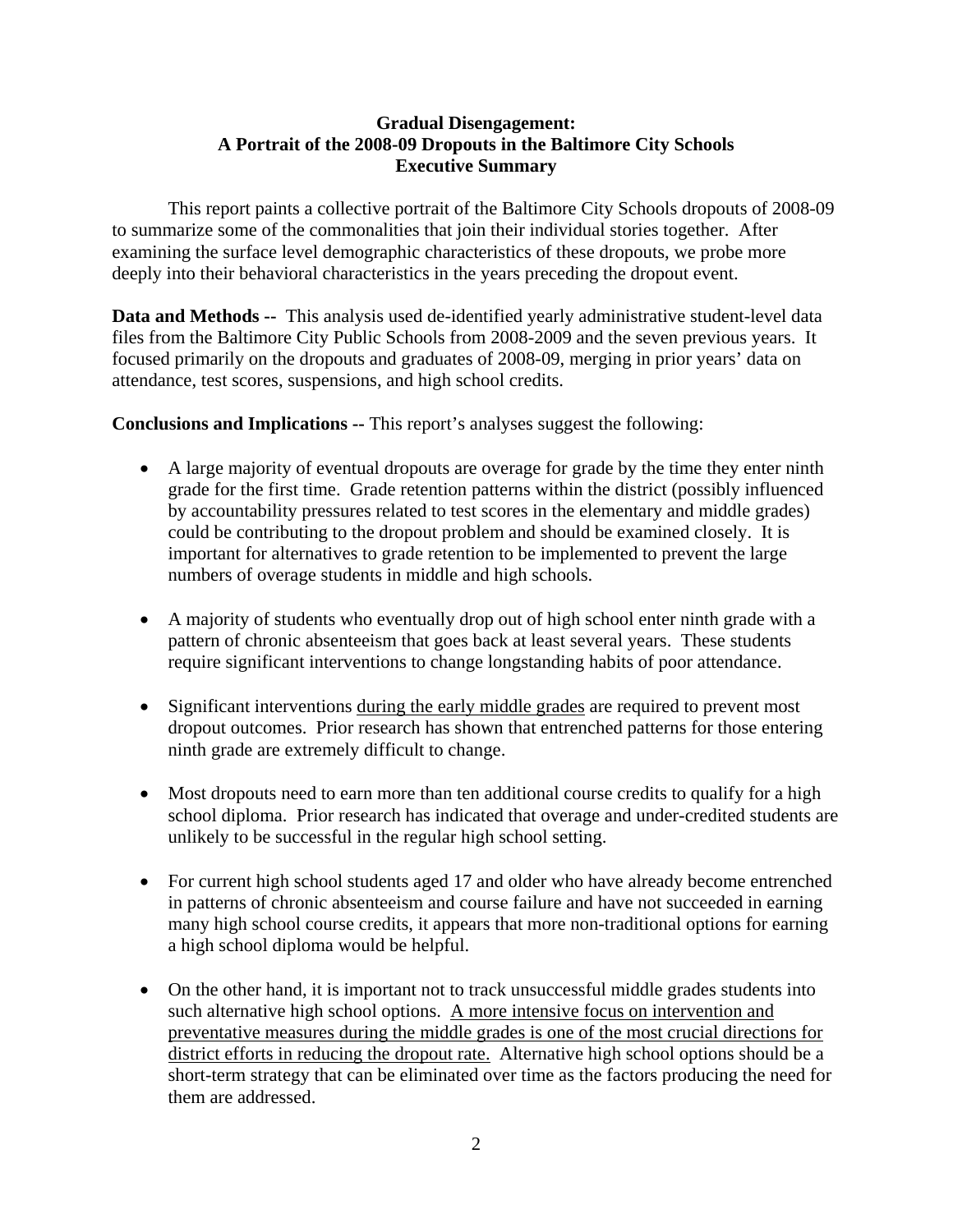**Gradual Disengagement:**
**A Portrait of the 2008-09 Dropouts in the Baltimore City Schools**
**Executive Summary**

This report paints a collective portrait of the Baltimore City Schools dropouts of 2008-09 to summarize some of the commonalities that join their individual stories together. After examining the surface level demographic characteristics of these dropouts, we probe more deeply into their behavioral characteristics in the years preceding the dropout event.

**Data and Methods --** This analysis used de-identified yearly administrative student-level data files from the Baltimore City Public Schools from 2008-2009 and the seven previous years. It focused primarily on the dropouts and graduates of 2008-09, merging in prior years' data on attendance, test scores, suspensions, and high school credits.

**Conclusions and Implications --** This report's analyses suggest the following:

- A large majority of eventual dropouts are overage for grade by the time they enter ninth grade for the first time. Grade retention patterns within the district (possibly influenced by accountability pressures related to test scores in the elementary and middle grades) could be contributing to the dropout problem and should be examined closely. It is important for alternatives to grade retention to be implemented to prevent the large numbers of overage students in middle and high schools.

- A majority of students who eventually drop out of high school enter ninth grade with a pattern of chronic absenteeism that goes back at least several years. These students require significant interventions to change longstanding habits of poor attendance.

- Significant interventions <u>during the early middle grades</u> are required to prevent most dropout outcomes. Prior research has shown that entrenched patterns for those entering ninth grade are extremely difficult to change.

- Most dropouts need to earn more than ten additional course credits to qualify for a high school diploma. Prior research has indicated that overage and under-credited students are unlikely to be successful in the regular high school setting.

- For current high school students aged 17 and older who have already become entrenched in patterns of chronic absenteeism and course failure and have not succeeded in earning many high school course credits, it appears that more non-traditional options for earning a high school diploma would be helpful.

- On the other hand, it is important not to track unsuccessful middle grades students into such alternative high school options. <u>A more intensive focus on intervention and preventative measures during the middle grades is one of the most crucial directions for district efforts in reducing the dropout rate.</u> Alternative high school options should be a short-term strategy that can be eliminated over time as the factors producing the need for them are addressed.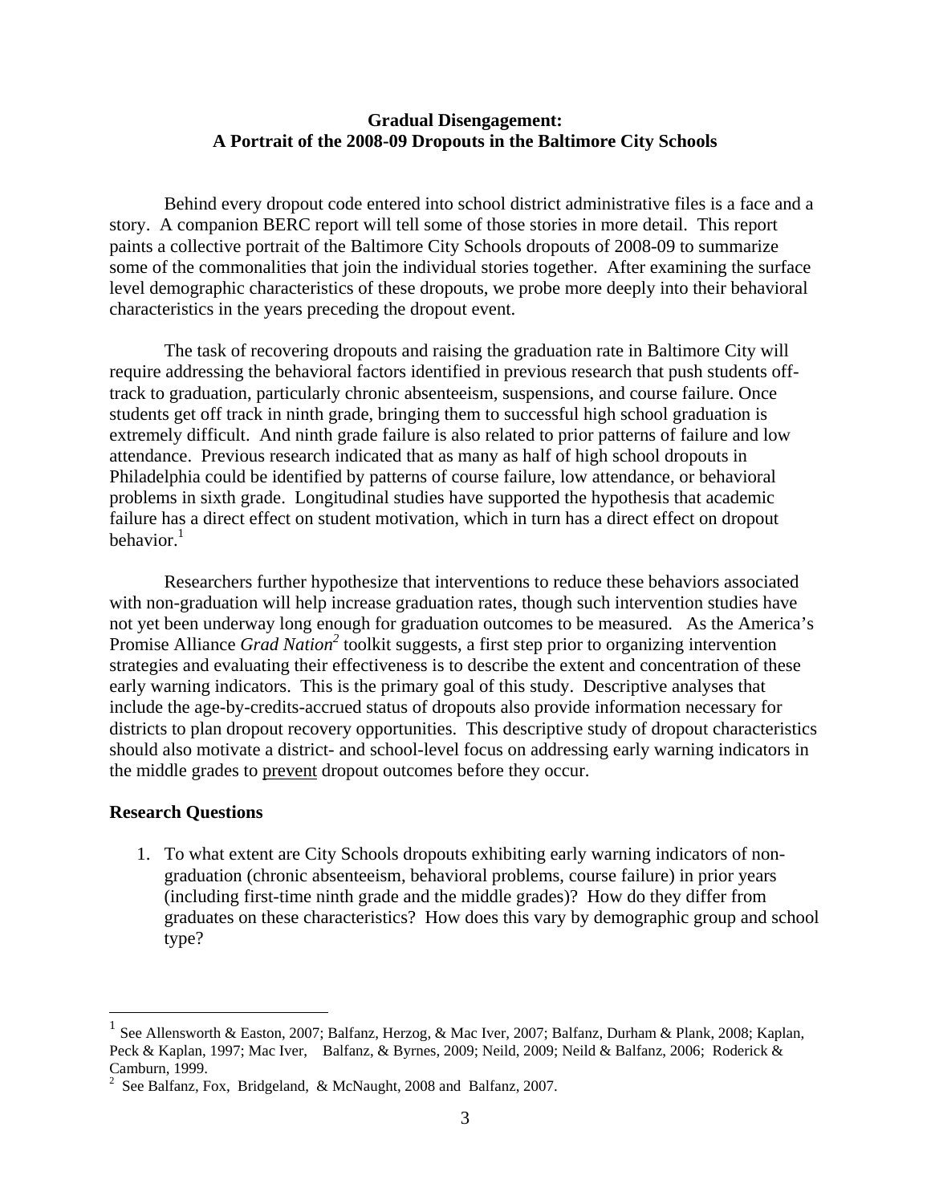**Gradual Disengagement:**
**A Portrait of the 2008-09 Dropouts in the Baltimore City Schools**

Behind every dropout code entered into school district administrative files is a face and a story. A companion BERC report will tell some of those stories in more detail. This report paints a collective portrait of the Baltimore City Schools dropouts of 2008-09 to summarize some of the commonalities that join the individual stories together. After examining the surface level demographic characteristics of these dropouts, we probe more deeply into their behavioral characteristics in the years preceding the dropout event.

The task of recovering dropouts and raising the graduation rate in Baltimore City will require addressing the behavioral factors identified in previous research that push students off-track to graduation, particularly chronic absenteeism, suspensions, and course failure. Once students get off track in ninth grade, bringing them to successful high school graduation is extremely difficult. And ninth grade failure is also related to prior patterns of failure and low attendance. Previous research indicated that as many as half of high school dropouts in Philadelphia could be identified by patterns of course failure, low attendance, or behavioral problems in sixth grade. Longitudinal studies have supported the hypothesis that academic failure has a direct effect on student motivation, which in turn has a direct effect on dropout behavior.[1]

Researchers further hypothesize that interventions to reduce these behaviors associated with non-graduation will help increase graduation rates, though such intervention studies have not yet been underway long enough for graduation outcomes to be measured. As the America's Promise Alliance *Grad Nation*[2] toolkit suggests, a first step prior to organizing intervention strategies and evaluating their effectiveness is to describe the extent and concentration of these early warning indicators. This is the primary goal of this study. Descriptive analyses that include the age-by-credits-accrued status of dropouts also provide information necessary for districts to plan dropout recovery opportunities. This descriptive study of dropout characteristics should also motivate a district- and school-level focus on addressing early warning indicators in the middle grades to <u>prevent</u> dropout outcomes before they occur.

## Research Questions

1. To what extent are City Schools dropouts exhibiting early warning indicators of non-graduation (chronic absenteeism, behavioral problems, course failure) in prior years (including first-time ninth grade and the middle grades)? How do they differ from graduates on these characteristics? How does this vary by demographic group and school type?

---

[1] See Allensworth & Easton, 2007; Balfanz, Herzog, & Mac Iver, 2007; Balfanz, Durham & Plank, 2008; Kaplan, Peck & Kaplan, 1997; Mac Iver, Balfanz, & Byrnes, 2009; Neild, 2009; Neild & Balfanz, 2006; Roderick & Camburn, 1999.

[2] See Balfanz, Fox, Bridgeland, & McNaught, 2008 and Balfanz, 2007.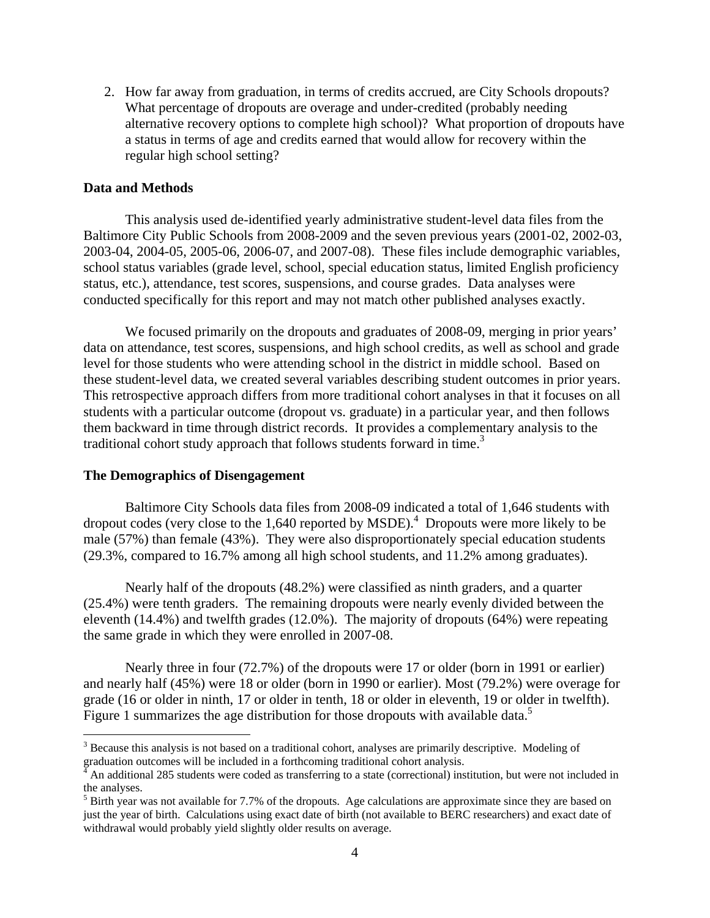2. How far away from graduation, in terms of credits accrued, are City Schools dropouts? What percentage of dropouts are overage and under-credited (probably needing alternative recovery options to complete high school)? What proportion of dropouts have a status in terms of age and credits earned that would allow for recovery within the regular high school setting?

**Data and Methods**

This analysis used de-identified yearly administrative student-level data files from the Baltimore City Public Schools from 2008-2009 and the seven previous years (2001-02, 2002-03, 2003-04, 2004-05, 2005-06, 2006-07, and 2007-08). These files include demographic variables, school status variables (grade level, school, special education status, limited English proficiency status, etc.), attendance, test scores, suspensions, and course grades. Data analyses were conducted specifically for this report and may not match other published analyses exactly.

We focused primarily on the dropouts and graduates of 2008-09, merging in prior years' data on attendance, test scores, suspensions, and high school credits, as well as school and grade level for those students who were attending school in the district in middle school. Based on these student-level data, we created several variables describing student outcomes in prior years. This retrospective approach differs from more traditional cohort analyses in that it focuses on all students with a particular outcome (dropout vs. graduate) in a particular year, and then follows them backward in time through district records. It provides a complementary analysis to the traditional cohort study approach that follows students forward in time.[3]

**The Demographics of Disengagement**

Baltimore City Schools data files from 2008-09 indicated a total of 1,646 students with dropout codes (very close to the 1,640 reported by MSDE).[4] Dropouts were more likely to be male (57%) than female (43%). They were also disproportionately special education students (29.3%, compared to 16.7% among all high school students, and 11.2% among graduates).

Nearly half of the dropouts (48.2%) were classified as ninth graders, and a quarter (25.4%) were tenth graders. The remaining dropouts were nearly evenly divided between the eleventh (14.4%) and twelfth grades (12.0%). The majority of dropouts (64%) were repeating the same grade in which they were enrolled in 2007-08.

Nearly three in four (72.7%) of the dropouts were 17 or older (born in 1991 or earlier) and nearly half (45%) were 18 or older (born in 1990 or earlier). Most (79.2%) were overage for grade (16 or older in ninth, 17 or older in tenth, 18 or older in eleventh, 19 or older in twelfth). Figure 1 summarizes the age distribution for those dropouts with available data.[5]

---

[3] Because this analysis is not based on a traditional cohort, analyses are primarily descriptive. Modeling of graduation outcomes will be included in a forthcoming traditional cohort analysis.

[4] An additional 285 students were coded as transferring to a state (correctional) institution, but were not included in the analyses.

[5] Birth year was not available for 7.7% of the dropouts. Age calculations are approximate since they are based on just the year of birth. Calculations using exact date of birth (not available to BERC researchers) and exact date of withdrawal would probably yield slightly older results on average.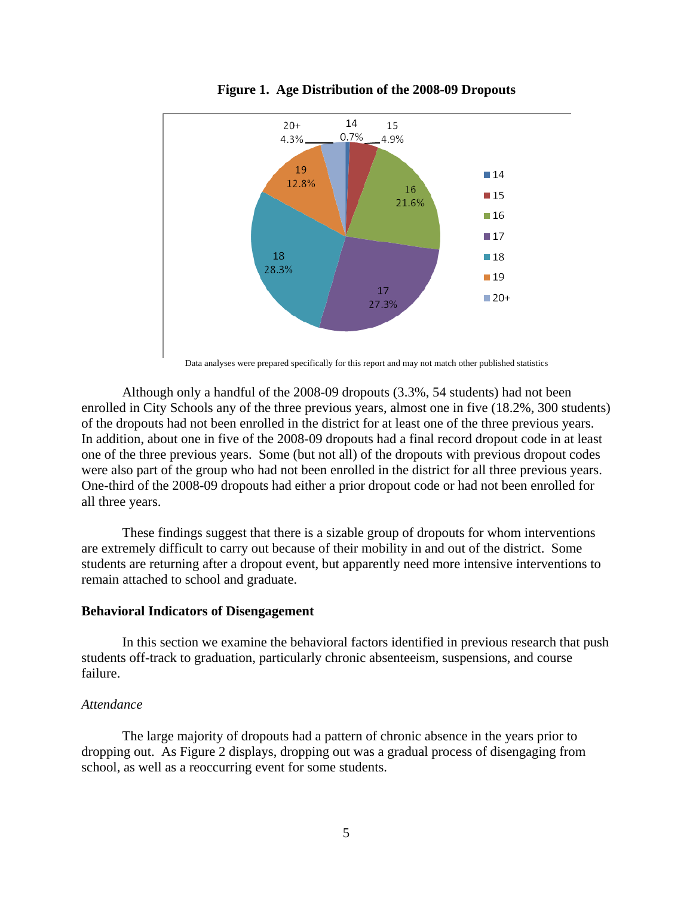**Figure 1. Age Distribution of the 2008-09 Dropouts**

Data analyses were prepared specifically for this report and may not match other published statistics

Although only a handful of the 2008-09 dropouts (3.3%, 54 students) had not been enrolled in City Schools any of the three previous years, almost one in five (18.2%, 300 students) of the dropouts had not been enrolled in the district for at least one of the three previous years. In addition, about one in five of the 2008-09 dropouts had a final record dropout code in at least one of the three previous years. Some (but not all) of the dropouts with previous dropout codes were also part of the group who had not been enrolled in the district for all three previous years. One-third of the 2008-09 dropouts had either a prior dropout code or had not been enrolled for all three years.

These findings suggest that there is a sizable group of dropouts for whom interventions are extremely difficult to carry out because of their mobility in and out of the district. Some students are returning after a dropout event, but apparently need more intensive interventions to remain attached to school and graduate.

### Behavioral Indicators of Disengagement

In this section we examine the behavioral factors identified in previous research that push students off-track to graduation, particularly chronic absenteeism, suspensions, and course failure.

#### *Attendance*

The large majority of dropouts had a pattern of chronic absence in the years prior to dropping out. As Figure 2 displays, dropping out was a gradual process of disengaging from school, as well as a reoccurring event for some students.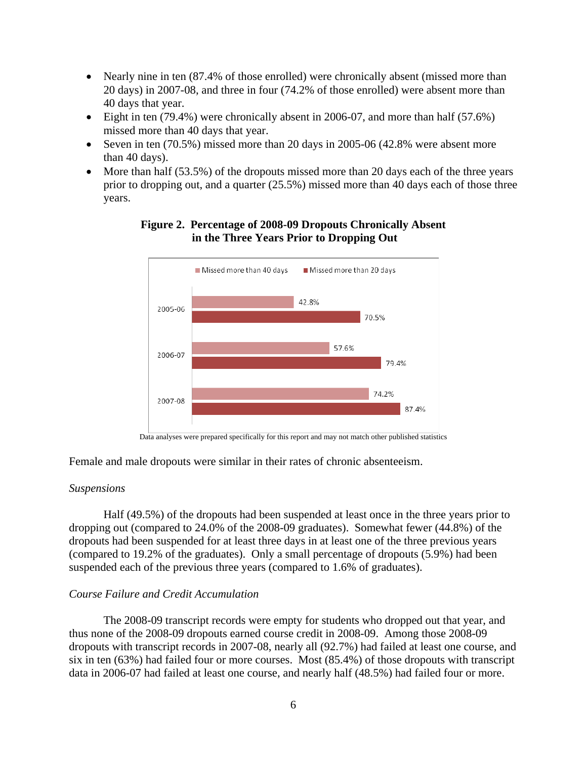- Nearly nine in ten (87.4% of those enrolled) were chronically absent (missed more than 20 days) in 2007-08, and three in four (74.2% of those enrolled) were absent more than 40 days that year.
- Eight in ten (79.4%) were chronically absent in 2006-07, and more than half (57.6%) missed more than 40 days that year.
- Seven in ten (70.5%) missed more than 20 days in 2005-06 (42.8% were absent more than 40 days).
- More than half (53.5%) of the dropouts missed more than 20 days each of the three years prior to dropping out, and a quarter (25.5%) missed more than 40 days each of those three years.

**Figure 2. Percentage of 2008-09 Dropouts Chronically Absent in the Three Years Prior to Dropping Out**

| Year | Missed more than 40 days | Missed more than 20 days |
|---|---|---|
| 2005-06 | 42.8% | 70.5% |
| 2006-07 | 57.6% | 79.4% |
| 2007-08 | 74.2% | 87.4% |

Data analyses were prepared specifically for this report and may not match other published statistics

Female and male dropouts were similar in their rates of chronic absenteeism.

*Suspensions*

Half (49.5%) of the dropouts had been suspended at least once in the three years prior to dropping out (compared to 24.0% of the 2008-09 graduates). Somewhat fewer (44.8%) of the dropouts had been suspended for at least three days in at least one of the three previous years (compared to 19.2% of the graduates). Only a small percentage of dropouts (5.9%) had been suspended each of the previous three years (compared to 1.6% of graduates).

*Course Failure and Credit Accumulation*

The 2008-09 transcript records were empty for students who dropped out that year, and thus none of the 2008-09 dropouts earned course credit in 2008-09. Among those 2008-09 dropouts with transcript records in 2007-08, nearly all (92.7%) had failed at least one course, and six in ten (63%) had failed four or more courses. Most (85.4%) of those dropouts with transcript data in 2006-07 had failed at least one course, and nearly half (48.5%) had failed four or more.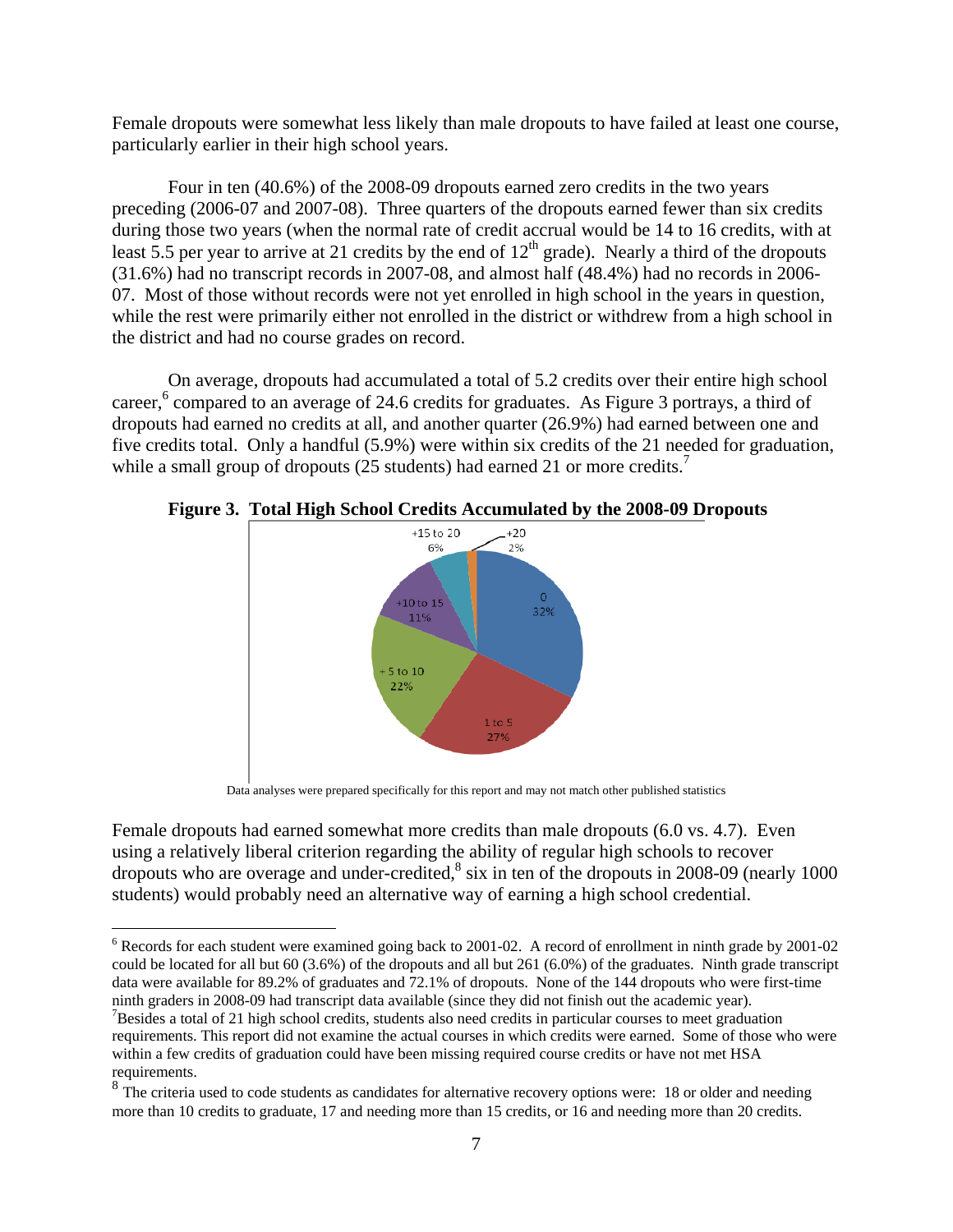Female dropouts were somewhat less likely than male dropouts to have failed at least one course, particularly earlier in their high school years.

Four in ten (40.6%) of the 2008-09 dropouts earned zero credits in the two years preceding (2006-07 and 2007-08). Three quarters of the dropouts earned fewer than six credits during those two years (when the normal rate of credit accrual would be 14 to 16 credits, with at least 5.5 per year to arrive at 21 credits by the end of 12th grade). Nearly a third of the dropouts (31.6%) had no transcript records in 2007-08, and almost half (48.4%) had no records in 2006-07. Most of those without records were not yet enrolled in high school in the years in question, while the rest were primarily either not enrolled in the district or withdrew from a high school in the district and had no course grades on record.

On average, dropouts had accumulated a total of 5.2 credits over their entire high school career,[6] compared to an average of 24.6 credits for graduates. As Figure 3 portrays, a third of dropouts had earned no credits at all, and another quarter (26.9%) had earned between one and five credits total. Only a handful (5.9%) were within six credits of the 21 needed for graduation, while a small group of dropouts (25 students) had earned 21 or more credits.[7]

**Figure 3. Total High School Credits Accumulated by the 2008-09 Dropouts**

| Credits | Percent |
|---|---|
| 0 | 32% |
| 1 to 5 | 27% |
| +5 to 10 | 22% |
| +10 to 15 | 11% |
| +15 to 20 | 6% |
| +20 | 2% |

Data analyses were prepared specifically for this report and may not match other published statistics

Female dropouts had earned somewhat more credits than male dropouts (6.0 vs. 4.7). Even using a relatively liberal criterion regarding the ability of regular high schools to recover dropouts who are overage and under-credited,[8] six in ten of the dropouts in 2008-09 (nearly 1000 students) would probably need an alternative way of earning a high school credential.

---

[6] Records for each student were examined going back to 2001-02. A record of enrollment in ninth grade by 2001-02 could be located for all but 60 (3.6%) of the dropouts and all but 261 (6.0%) of the graduates. Ninth grade transcript data were available for 89.2% of graduates and 72.1% of dropouts. None of the 144 dropouts who were first-time ninth graders in 2008-09 had transcript data available (since they did not finish out the academic year).

[7] Besides a total of 21 high school credits, students also need credits in particular courses to meet graduation requirements. This report did not examine the actual courses in which credits were earned. Some of those who were within a few credits of graduation could have been missing required course credits or have not met HSA requirements.

[8] The criteria used to code students as candidates for alternative recovery options were: 18 or older and needing more than 10 credits to graduate, 17 and needing more than 15 credits, or 16 and needing more than 20 credits.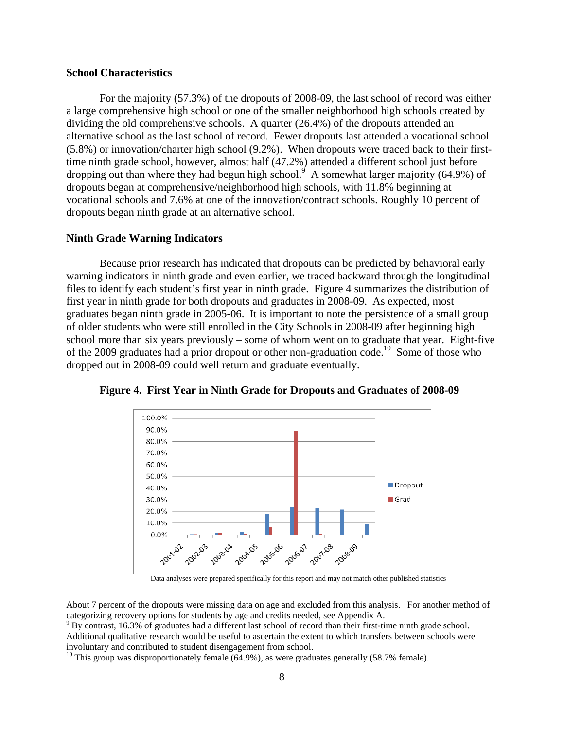### School Characteristics

For the majority (57.3%) of the dropouts of 2008-09, the last school of record was either a large comprehensive high school or one of the smaller neighborhood high schools created by dividing the old comprehensive schools. A quarter (26.4%) of the dropouts attended an alternative school as the last school of record. Fewer dropouts last attended a vocational school (5.8%) or innovation/charter high school (9.2%). When dropouts were traced back to their first-time ninth grade school, however, almost half (47.2%) attended a different school just before dropping out than where they had begun high school.[9] A somewhat larger majority (64.9%) of dropouts began at comprehensive/neighborhood high schools, with 11.8% beginning at vocational schools and 7.6% at one of the innovation/contract schools. Roughly 10 percent of dropouts began ninth grade at an alternative school.

### Ninth Grade Warning Indicators

Because prior research has indicated that dropouts can be predicted by behavioral early warning indicators in ninth grade and even earlier, we traced backward through the longitudinal files to identify each student's first year in ninth grade. Figure 4 summarizes the distribution of first year in ninth grade for both dropouts and graduates in 2008-09. As expected, most graduates began ninth grade in 2005-06. It is important to note the persistence of a small group of older students who were still enrolled in the City Schools in 2008-09 after beginning high school more than six years previously – some of whom went on to graduate that year. Eight-five of the 2009 graduates had a prior dropout or other non-graduation code.[10] Some of those who dropped out in 2008-09 could well return and graduate eventually.

**Figure 4. First Year in Ninth Grade for Dropouts and Graduates of 2008-09**

Data analyses were prepared specifically for this report and may not match other published statistics

---

About 7 percent of the dropouts were missing data on age and excluded from this analysis. For another method of categorizing recovery options for students by age and credits needed, see Appendix A.

[9] By contrast, 16.3% of graduates had a different last school of record than their first-time ninth grade school. Additional qualitative research would be useful to ascertain the extent to which transfers between schools were involuntary and contributed to student disengagement from school.

[10] This group was disproportionately female (64.9%), as were graduates generally (58.7% female).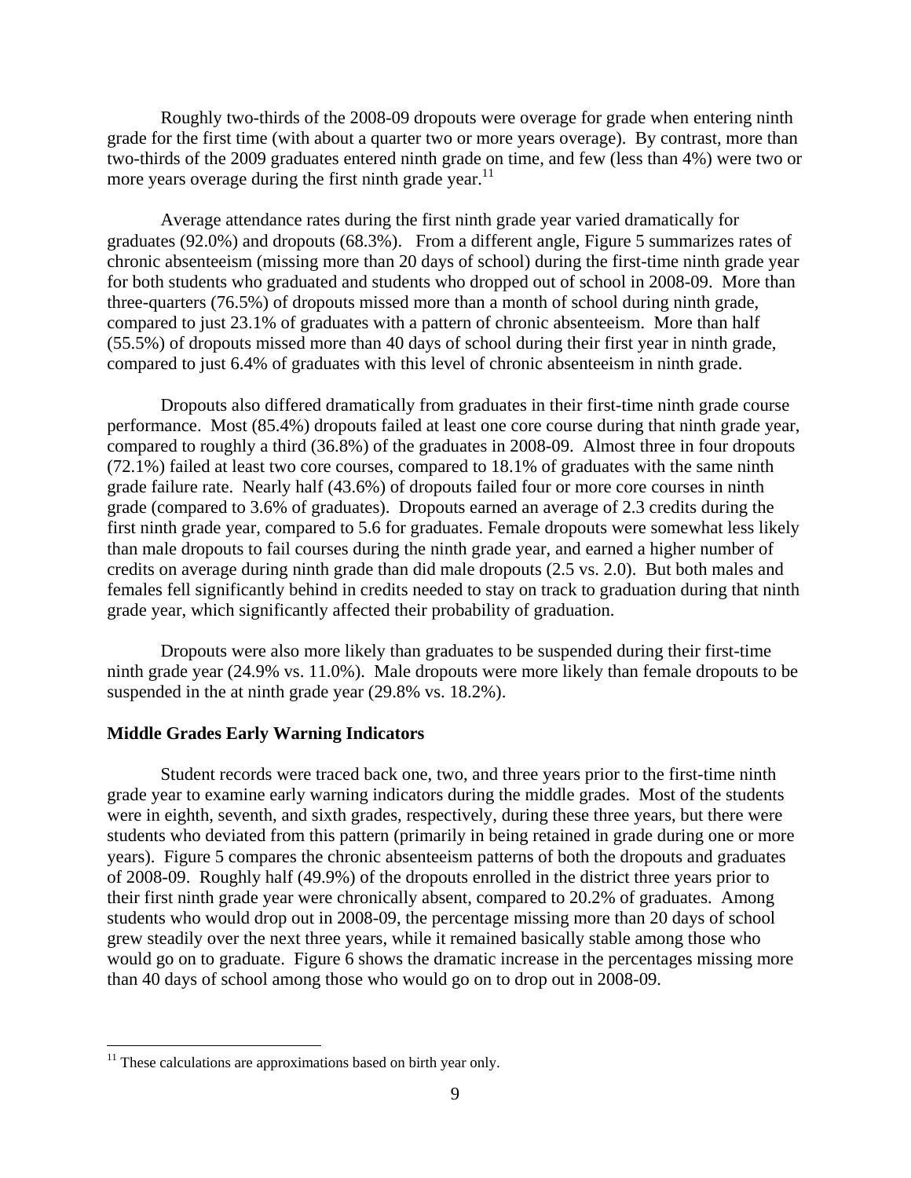Roughly two-thirds of the 2008-09 dropouts were overage for grade when entering ninth grade for the first time (with about a quarter two or more years overage). By contrast, more than two-thirds of the 2009 graduates entered ninth grade on time, and few (less than 4%) were two or more years overage during the first ninth grade year.[11]

Average attendance rates during the first ninth grade year varied dramatically for graduates (92.0%) and dropouts (68.3%). From a different angle, Figure 5 summarizes rates of chronic absenteeism (missing more than 20 days of school) during the first-time ninth grade year for both students who graduated and students who dropped out of school in 2008-09. More than three-quarters (76.5%) of dropouts missed more than a month of school during ninth grade, compared to just 23.1% of graduates with a pattern of chronic absenteeism. More than half (55.5%) of dropouts missed more than 40 days of school during their first year in ninth grade, compared to just 6.4% of graduates with this level of chronic absenteeism in ninth grade.

Dropouts also differed dramatically from graduates in their first-time ninth grade course performance. Most (85.4%) dropouts failed at least one core course during that ninth grade year, compared to roughly a third (36.8%) of the graduates in 2008-09. Almost three in four dropouts (72.1%) failed at least two core courses, compared to 18.1% of graduates with the same ninth grade failure rate. Nearly half (43.6%) of dropouts failed four or more core courses in ninth grade (compared to 3.6% of graduates). Dropouts earned an average of 2.3 credits during the first ninth grade year, compared to 5.6 for graduates. Female dropouts were somewhat less likely than male dropouts to fail courses during the ninth grade year, and earned a higher number of credits on average during ninth grade than did male dropouts (2.5 vs. 2.0). But both males and females fell significantly behind in credits needed to stay on track to graduation during that ninth grade year, which significantly affected their probability of graduation.

Dropouts were also more likely than graduates to be suspended during their first-time ninth grade year (24.9% vs. 11.0%). Male dropouts were more likely than female dropouts to be suspended in the at ninth grade year (29.8% vs. 18.2%).

**Middle Grades Early Warning Indicators**

Student records were traced back one, two, and three years prior to the first-time ninth grade year to examine early warning indicators during the middle grades. Most of the students were in eighth, seventh, and sixth grades, respectively, during these three years, but there were students who deviated from this pattern (primarily in being retained in grade during one or more years). Figure 5 compares the chronic absenteeism patterns of both the dropouts and graduates of 2008-09. Roughly half (49.9%) of the dropouts enrolled in the district three years prior to their first ninth grade year were chronically absent, compared to 20.2% of graduates. Among students who would drop out in 2008-09, the percentage missing more than 20 days of school grew steadily over the next three years, while it remained basically stable among those who would go on to graduate. Figure 6 shows the dramatic increase in the percentages missing more than 40 days of school among those who would go on to drop out in 2008-09.

[11] These calculations are approximations based on birth year only.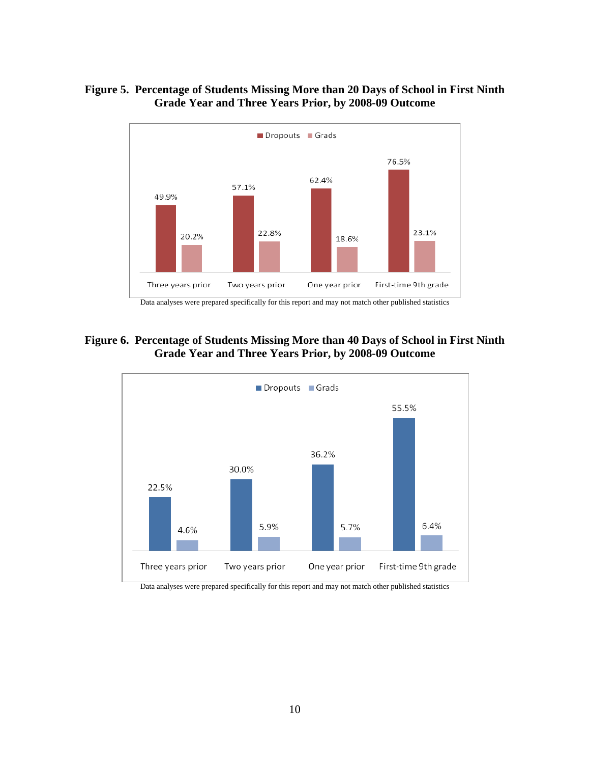**Figure 5. Percentage of Students Missing More than 20 Days of School in First Ninth Grade Year and Three Years Prior, by 2008-09 Outcome**

| | Dropouts | Grads |
|---|---|---|
| Three years prior | 49.9% | 20.2% |
| Two years prior | 57.1% | 22.8% |
| One year prior | 62.4% | 18.6% |
| First-time 9th grade | 76.5% | 23.1% |

Data analyses were prepared specifically for this report and may not match other published statistics

**Figure 6. Percentage of Students Missing More than 40 Days of School in First Ninth Grade Year and Three Years Prior, by 2008-09 Outcome**

| | Dropouts | Grads |
|---|---|---|
| Three years prior | 22.5% | 4.6% |
| Two years prior | 30.0% | 5.9% |
| One year prior | 36.2% | 5.7% |
| First-time 9th grade | 55.5% | 6.4% |

Data analyses were prepared specifically for this report and may not match other published statistics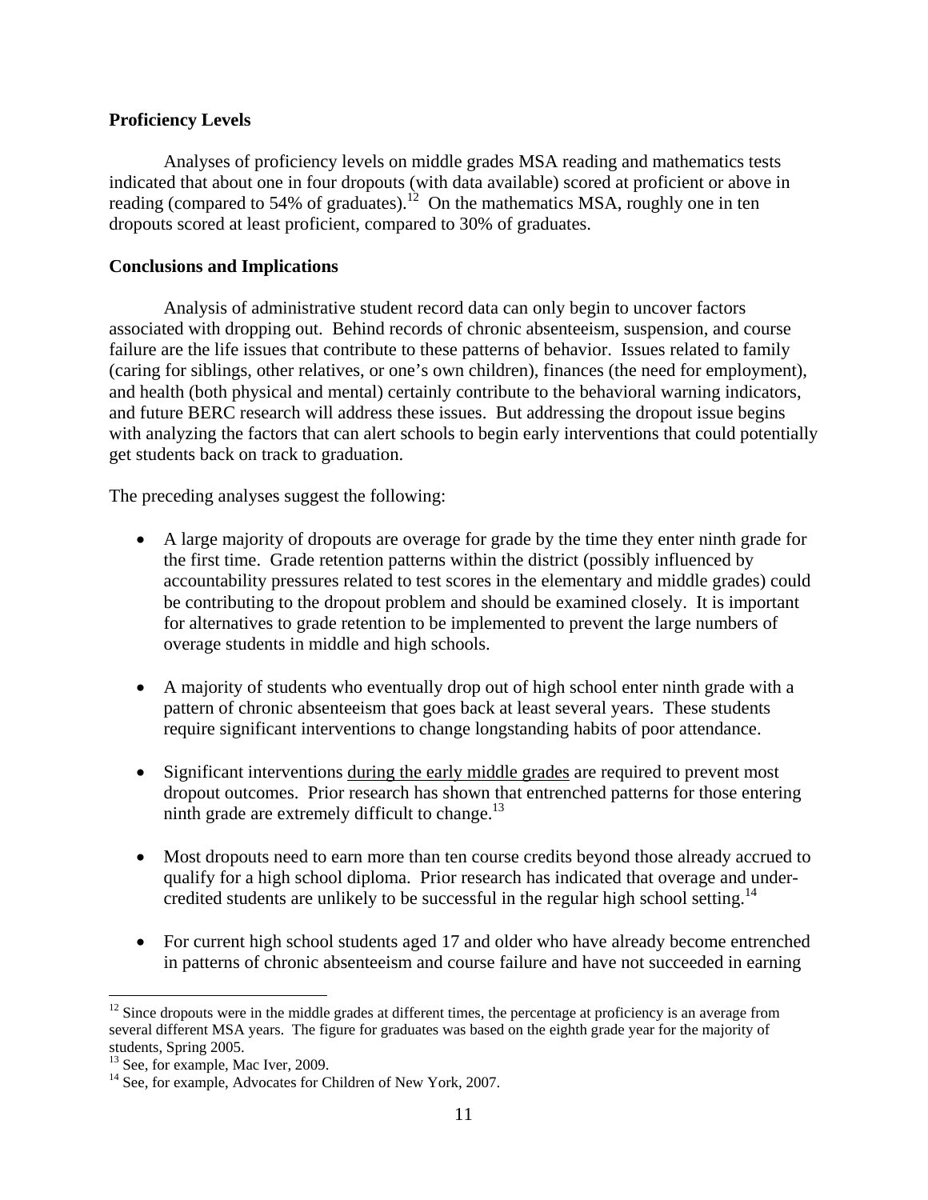**Proficiency Levels**

Analyses of proficiency levels on middle grades MSA reading and mathematics tests indicated that about one in four dropouts (with data available) scored at proficient or above in reading (compared to 54% of graduates).[12] On the mathematics MSA, roughly one in ten dropouts scored at least proficient, compared to 30% of graduates.

**Conclusions and Implications**

Analysis of administrative student record data can only begin to uncover factors associated with dropping out. Behind records of chronic absenteeism, suspension, and course failure are the life issues that contribute to these patterns of behavior. Issues related to family (caring for siblings, other relatives, or one's own children), finances (the need for employment), and health (both physical and mental) certainly contribute to the behavioral warning indicators, and future BERC research will address these issues. But addressing the dropout issue begins with analyzing the factors that can alert schools to begin early interventions that could potentially get students back on track to graduation.

The preceding analyses suggest the following:

- A large majority of dropouts are overage for grade by the time they enter ninth grade for the first time. Grade retention patterns within the district (possibly influenced by accountability pressures related to test scores in the elementary and middle grades) could be contributing to the dropout problem and should be examined closely. It is important for alternatives to grade retention to be implemented to prevent the large numbers of overage students in middle and high schools.

- A majority of students who eventually drop out of high school enter ninth grade with a pattern of chronic absenteeism that goes back at least several years. These students require significant interventions to change longstanding habits of poor attendance.

- Significant interventions <u>during the early middle grades</u> are required to prevent most dropout outcomes. Prior research has shown that entrenched patterns for those entering ninth grade are extremely difficult to change.[13]

- Most dropouts need to earn more than ten course credits beyond those already accrued to qualify for a high school diploma. Prior research has indicated that overage and under-credited students are unlikely to be successful in the regular high school setting.[14]

- For current high school students aged 17 and older who have already become entrenched in patterns of chronic absenteeism and course failure and have not succeeded in earning

---

[12] Since dropouts were in the middle grades at different times, the percentage at proficiency is an average from several different MSA years. The figure for graduates was based on the eighth grade year for the majority of students, Spring 2005.

[13] See, for example, Mac Iver, 2009.

[14] See, for example, Advocates for Children of New York, 2007.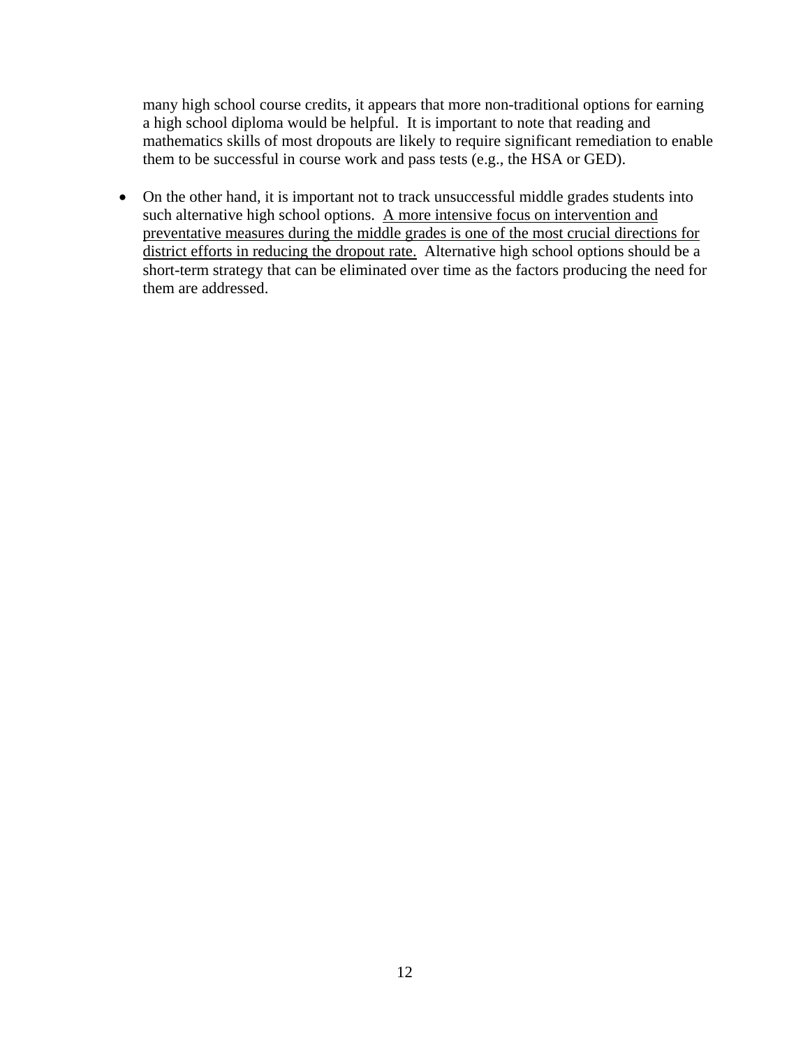many high school course credits, it appears that more non-traditional options for earning a high school diploma would be helpful. It is important to note that reading and mathematics skills of most dropouts are likely to require significant remediation to enable them to be successful in course work and pass tests (e.g., the HSA or GED).

- On the other hand, it is important not to track unsuccessful middle grades students into such alternative high school options. <u>A more intensive focus on intervention and preventative measures during the middle grades is one of the most crucial directions for district efforts in reducing the dropout rate.</u> Alternative high school options should be a short-term strategy that can be eliminated over time as the factors producing the need for them are addressed.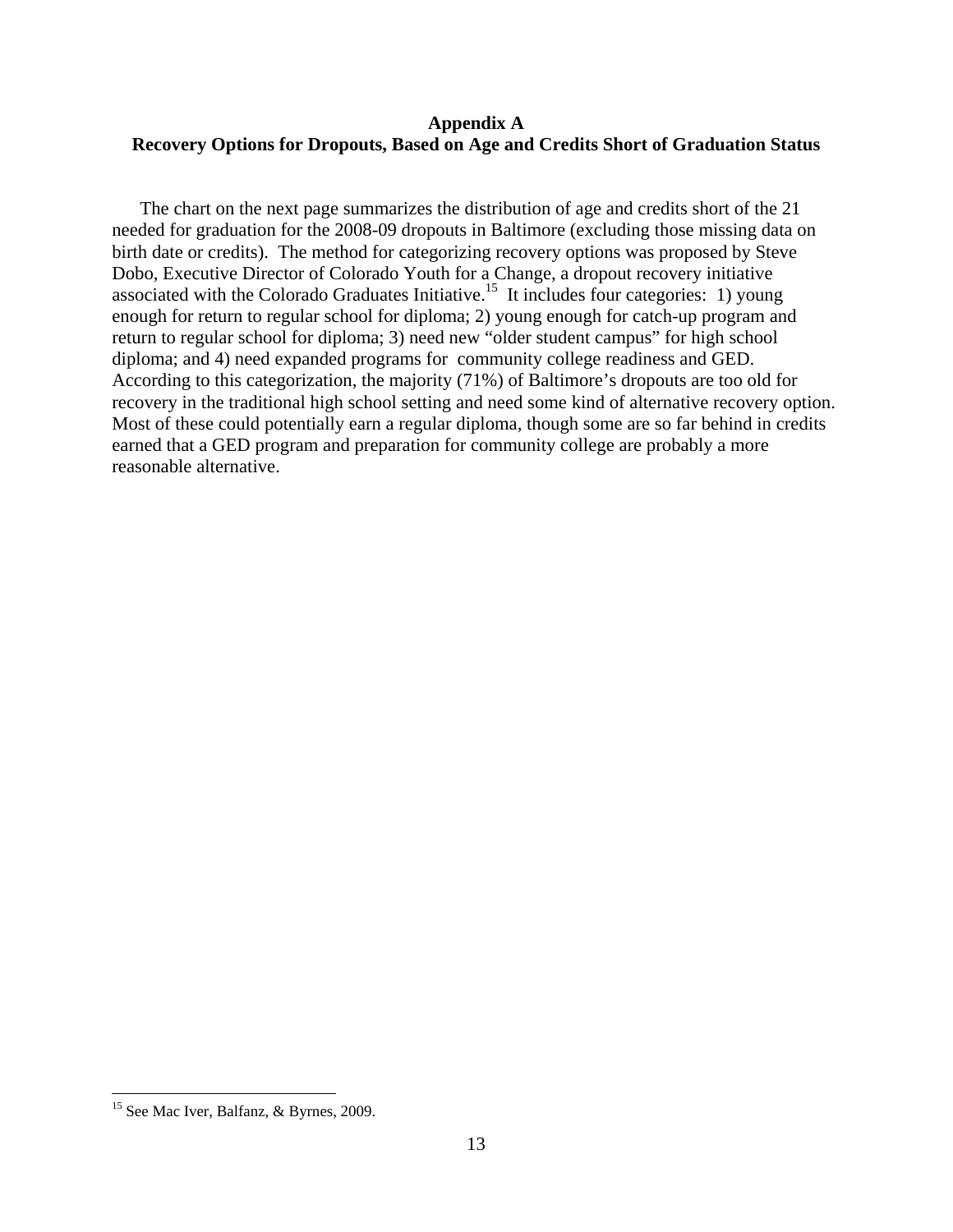## Appendix A
## Recovery Options for Dropouts, Based on Age and Credits Short of Graduation Status

The chart on the next page summarizes the distribution of age and credits short of the 21 needed for graduation for the 2008-09 dropouts in Baltimore (excluding those missing data on birth date or credits). The method for categorizing recovery options was proposed by Steve Dobo, Executive Director of Colorado Youth for a Change, a dropout recovery initiative associated with the Colorado Graduates Initiative.[15] It includes four categories: 1) young enough for return to regular school for diploma; 2) young enough for catch-up program and return to regular school for diploma; 3) need new "older student campus" for high school diploma; and 4) need expanded programs for community college readiness and GED. According to this categorization, the majority (71%) of Baltimore's dropouts are too old for recovery in the traditional high school setting and need some kind of alternative recovery option. Most of these could potentially earn a regular diploma, though some are so far behind in credits earned that a GED program and preparation for community college are probably a more reasonable alternative.

---

[15] See Mac Iver, Balfanz, & Byrnes, 2009.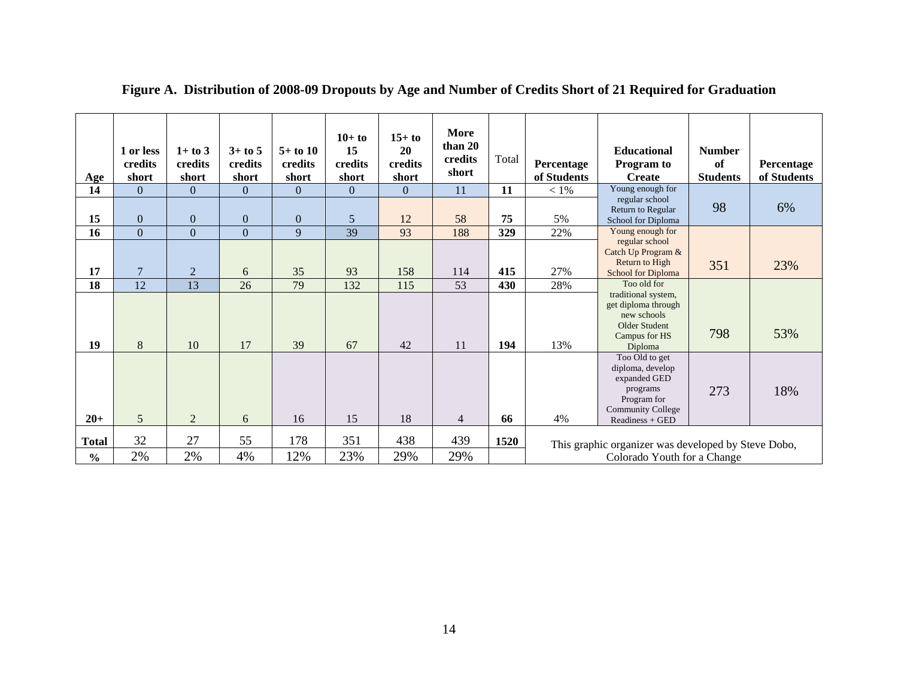**Figure A. Distribution of 2008-09 Dropouts by Age and Number of Credits Short of 21 Required for Graduation**

| Age | 1 or less credits short | 1+ to 3 credits short | 3+ to 5 credits short | 5+ to 10 credits short | 10+ to 15 credits short | 15+ to 20 credits short | More than 20 credits short | Total | Percentage of Students | Educational Program to Create | Number of Students | Percentage of Students |
|---|---|---|---|---|---|---|---|---|---|---|---|---|
| **14** | 0 | 0 | 0 | 0 | 0 | 0 | 11 | **11** | < 1% | Young enough for regular school Return to Regular School for Diploma | 98 | 6% |
| **15** | 0 | 0 | 0 | 0 | 5 | 12 | 58 | **75** | 5% | | | |
| **16** | 0 | 0 | 0 | 9 | 39 | 93 | 188 | **329** | 22% | Young enough for regular school Catch Up Program & Return to High School for Diploma | 351 | 23% |
| **17** | 7 | 2 | 6 | 35 | 93 | 158 | 114 | **415** | 27% | | | |
| **18** | 12 | 13 | 26 | 79 | 132 | 115 | 53 | **430** | 28% | Too old for traditional system, get diploma through new schools Older Student Campus for HS Diploma | 798 | 53% |
| **19** | 8 | 10 | 17 | 39 | 67 | 42 | 11 | **194** | 13% | | | |
| **20+** | 5 | 2 | 6 | 16 | 15 | 18 | 4 | **66** | 4% | Too Old to get diploma, develop expanded GED programs Program for Community College Readiness + GED | 273 | 18% |
| **Total** | 32 | 27 | 55 | 178 | 351 | 438 | 439 | **1520** | This graphic organizer was developed by Steve Dobo, Colorado Youth for a Change | | | |
| **%** | 2% | 2% | 4% | 12% | 23% | 29% | 29% | | | | | |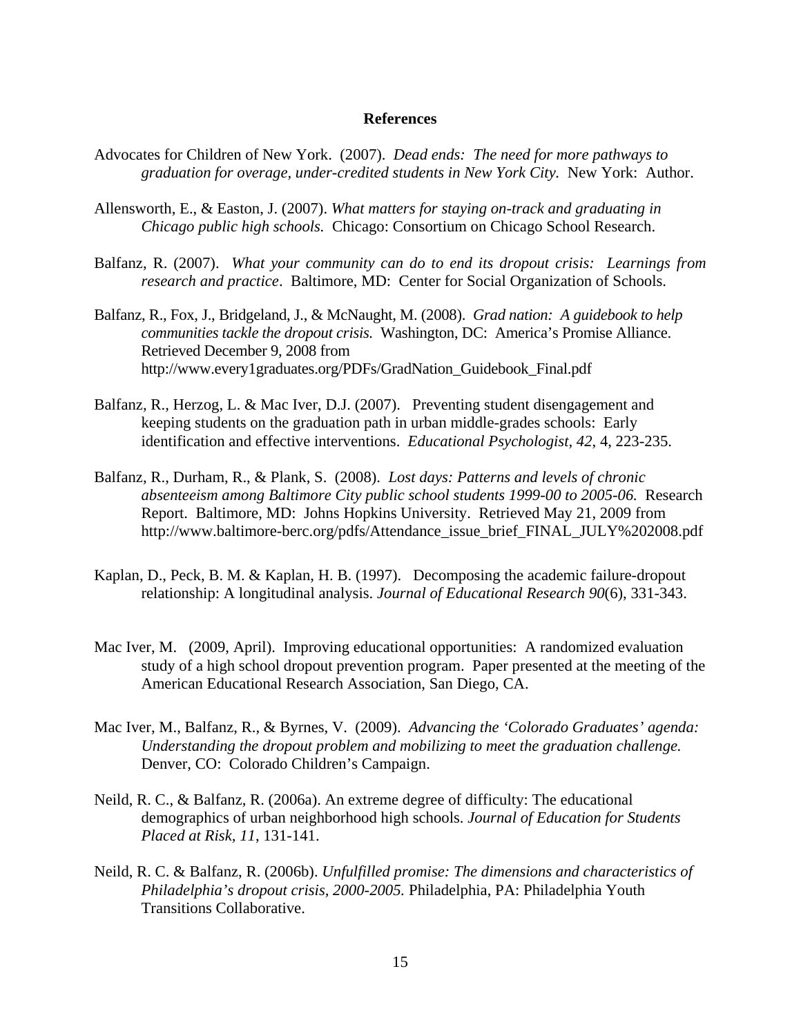## References

Advocates for Children of New York. (2007). *Dead ends: The need for more pathways to graduation for overage, under-credited students in New York City.* New York: Author.

Allensworth, E., & Easton, J. (2007). *What matters for staying on-track and graduating in Chicago public high schools.* Chicago: Consortium on Chicago School Research.

Balfanz, R. (2007). *What your community can do to end its dropout crisis: Learnings from research and practice*. Baltimore, MD: Center for Social Organization of Schools.

Balfanz, R., Fox, J., Bridgeland, J., & McNaught, M. (2008). *Grad nation: A guidebook to help communities tackle the dropout crisis.* Washington, DC: America's Promise Alliance. Retrieved December 9, 2008 from http://www.every1graduates.org/PDFs/GradNation_Guidebook_Final.pdf

Balfanz, R., Herzog, L. & Mac Iver, D.J. (2007). Preventing student disengagement and keeping students on the graduation path in urban middle-grades schools: Early identification and effective interventions. *Educational Psychologist, 42*, 4, 223-235.

Balfanz, R., Durham, R., & Plank, S. (2008). *Lost days: Patterns and levels of chronic absenteeism among Baltimore City public school students 1999-00 to 2005-06.* Research Report. Baltimore, MD: Johns Hopkins University. Retrieved May 21, 2009 from http://www.baltimore-berc.org/pdfs/Attendance_issue_brief_FINAL_JULY%202008.pdf

Kaplan, D., Peck, B. M. & Kaplan, H. B. (1997). Decomposing the academic failure-dropout relationship: A longitudinal analysis. *Journal of Educational Research 90*(6), 331-343.

Mac Iver, M. (2009, April). Improving educational opportunities: A randomized evaluation study of a high school dropout prevention program. Paper presented at the meeting of the American Educational Research Association, San Diego, CA.

Mac Iver, M., Balfanz, R., & Byrnes, V. (2009). *Advancing the 'Colorado Graduates' agenda: Understanding the dropout problem and mobilizing to meet the graduation challenge.* Denver, CO: Colorado Children's Campaign.

Neild, R. C., & Balfanz, R. (2006a). An extreme degree of difficulty: The educational demographics of urban neighborhood high schools. *Journal of Education for Students Placed at Risk, 11*, 131-141.

Neild, R. C. & Balfanz, R. (2006b). *Unfulfilled promise: The dimensions and characteristics of Philadelphia's dropout crisis, 2000-2005.* Philadelphia, PA: Philadelphia Youth Transitions Collaborative.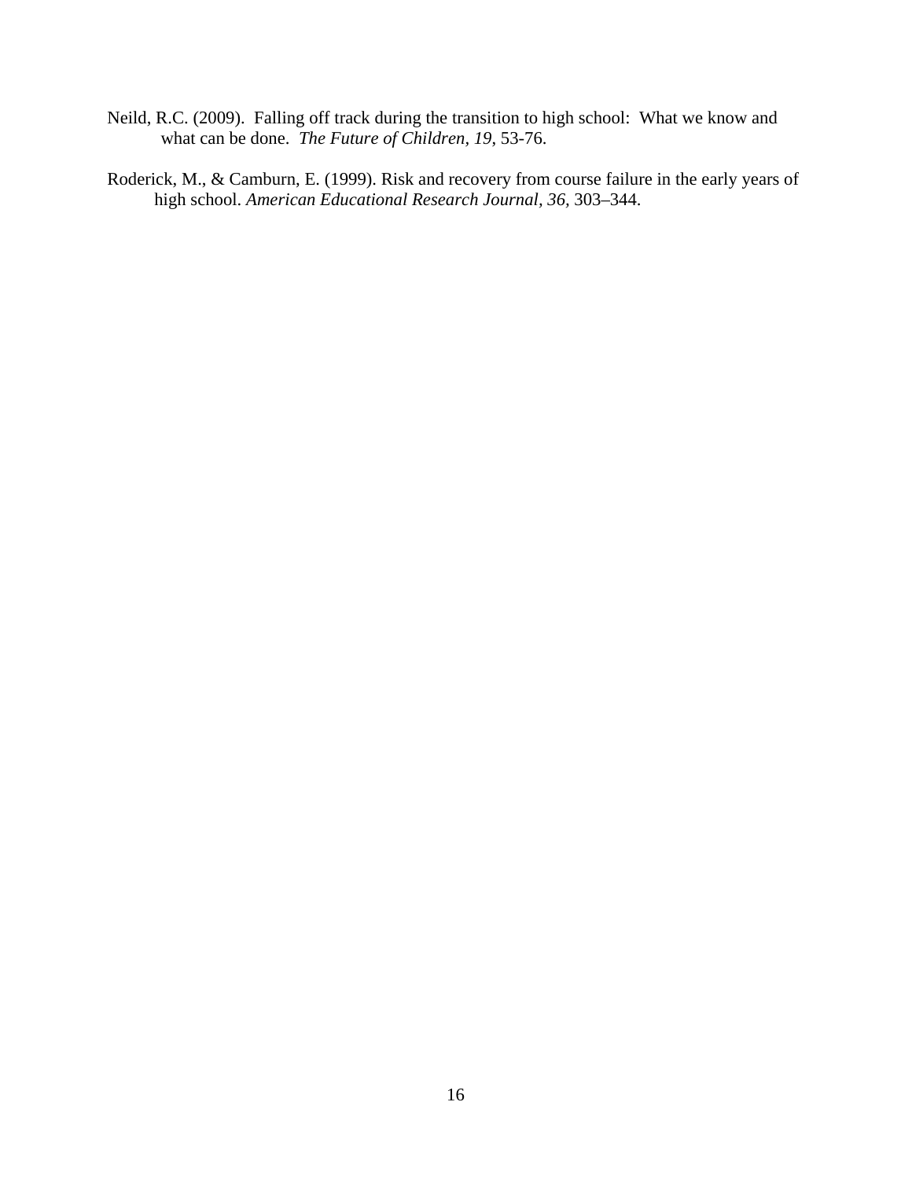Neild, R.C. (2009). Falling off track during the transition to high school: What we know and what can be done. *The Future of Children, 19*, 53-76.

Roderick, M., & Camburn, E. (1999). Risk and recovery from course failure in the early years of high school. *American Educational Research Journal, 36,* 303–344.